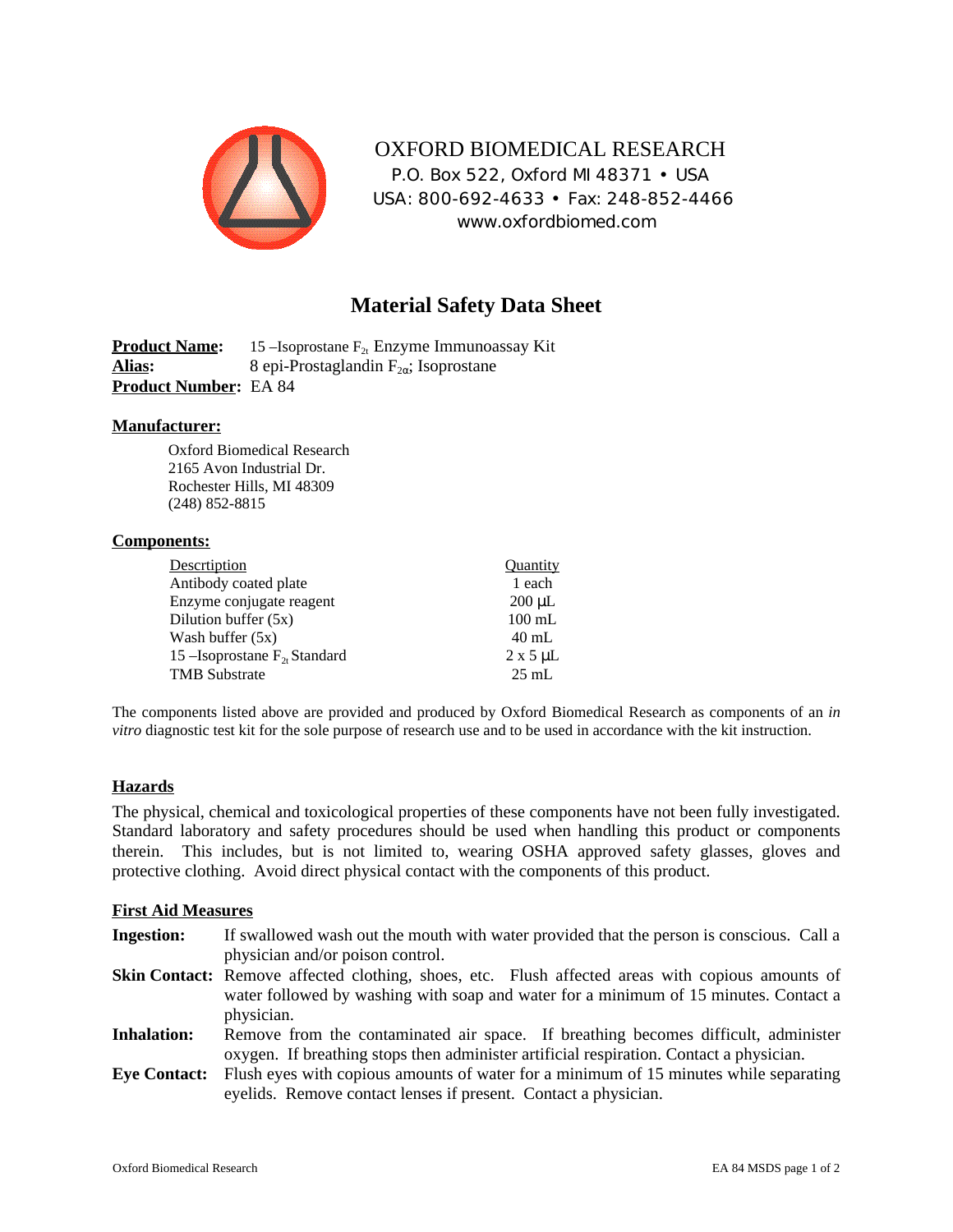OXFORD BIOMEDICAL RESEARCH
P.O. Box 522, Oxford MI 48371 • USA
USA: 800-692-4633 • Fax: 248-852-4466
www.oxfordbiomed.com

# Material Safety Data Sheet

**Product Name:** 15 –Isoprostane $F_{2t}$ Enzyme Immunoassay Kit
**Alias:** 8 epi-Prostaglandin $F_{2\alpha}$; Isoprostane
**Product Number:** EA 84

## Manufacturer:

Oxford Biomedical Research
2165 Avon Industrial Dr.
Rochester Hills, MI 48309
(248) 852-8815

## Components:

| Descrtiption | Quantity |
|---|---|
| Antibody coated plate | 1 each |
| Enzyme conjugate reagent | 200 µL |
| Dilution buffer (5x) | 100 mL |
| Wash buffer (5x) | 40 mL |
| 15 –Isoprostane $F_{2t}$ Standard | 2 x 5 µL |
| TMB Substrate | 25 mL |

The components listed above are provided and produced by Oxford Biomedical Research as components of an *in vitro* diagnostic test kit for the sole purpose of research use and to be used in accordance with the kit instruction.

## Hazards

The physical, chemical and toxicological properties of these components have not been fully investigated. Standard laboratory and safety procedures should be used when handling this product or components therein. This includes, but is not limited to, wearing OSHA approved safety glasses, gloves and protective clothing. Avoid direct physical contact with the components of this product.

## First Aid Measures

**Ingestion:** If swallowed wash out the mouth with water provided that the person is conscious. Call a physician and/or poison control.

**Skin Contact:** Remove affected clothing, shoes, etc. Flush affected areas with copious amounts of water followed by washing with soap and water for a minimum of 15 minutes. Contact a physician.

**Inhalation:** Remove from the contaminated air space. If breathing becomes difficult, administer oxygen. If breathing stops then administer artificial respiration. Contact a physician.

**Eye Contact:** Flush eyes with copious amounts of water for a minimum of 15 minutes while separating eyelids. Remove contact lenses if present. Contact a physician.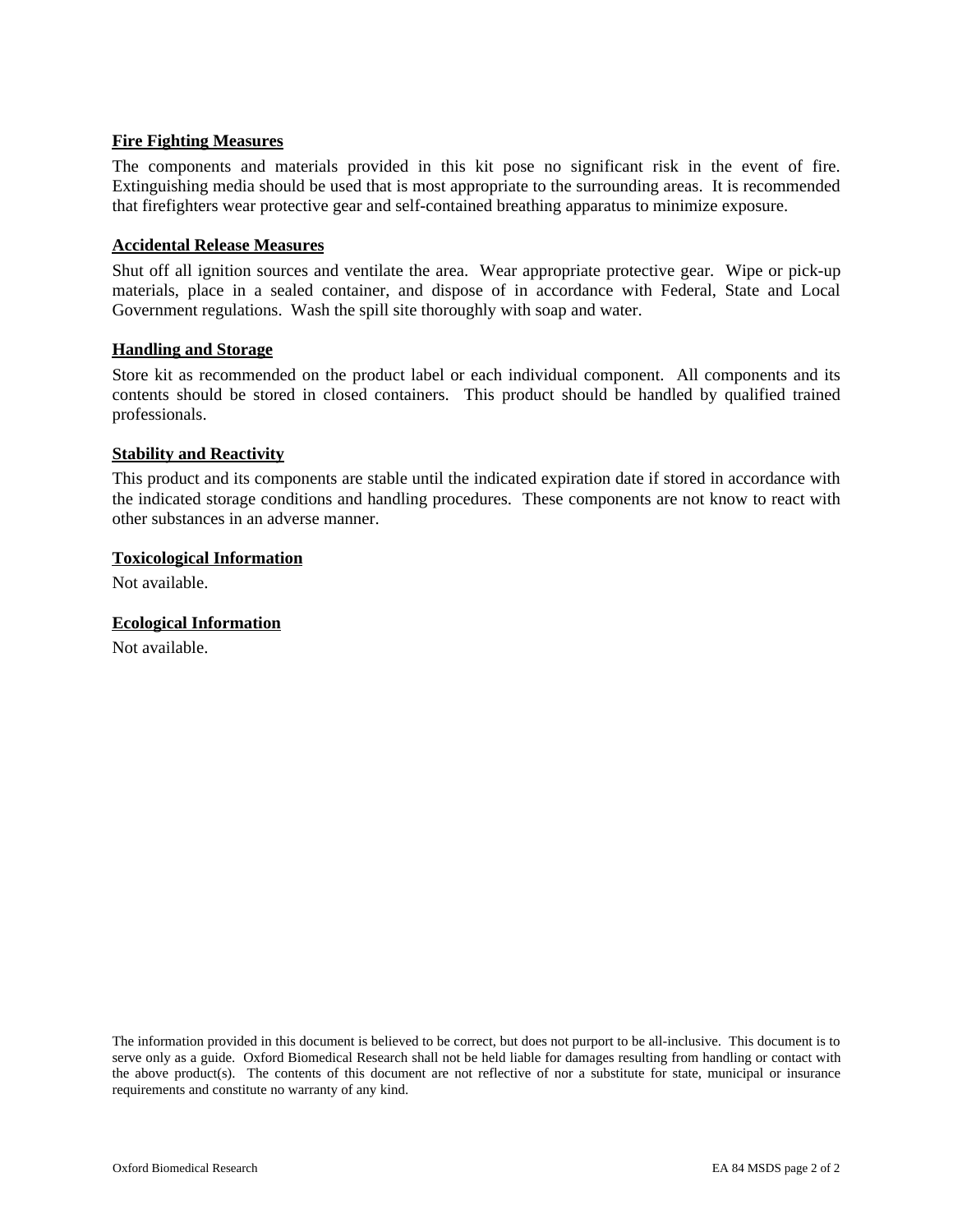## Fire Fighting Measures

The components and materials provided in this kit pose no significant risk in the event of fire. Extinguishing media should be used that is most appropriate to the surrounding areas. It is recommended that firefighters wear protective gear and self-contained breathing apparatus to minimize exposure.

## Accidental Release Measures

Shut off all ignition sources and ventilate the area. Wear appropriate protective gear. Wipe or pick-up materials, place in a sealed container, and dispose of in accordance with Federal, State and Local Government regulations. Wash the spill site thoroughly with soap and water.

## Handling and Storage

Store kit as recommended on the product label or each individual component. All components and its contents should be stored in closed containers. This product should be handled by qualified trained professionals.

## Stability and Reactivity

This product and its components are stable until the indicated expiration date if stored in accordance with the indicated storage conditions and handling procedures. These components are not know to react with other substances in an adverse manner.

## Toxicological Information

Not available.

## Ecological Information

Not available.

The information provided in this document is believed to be correct, but does not purport to be all-inclusive. This document is to serve only as a guide. Oxford Biomedical Research shall not be held liable for damages resulting from handling or contact with the above product(s). The contents of this document are not reflective of nor a substitute for state, municipal or insurance requirements and constitute no warranty of any kind.